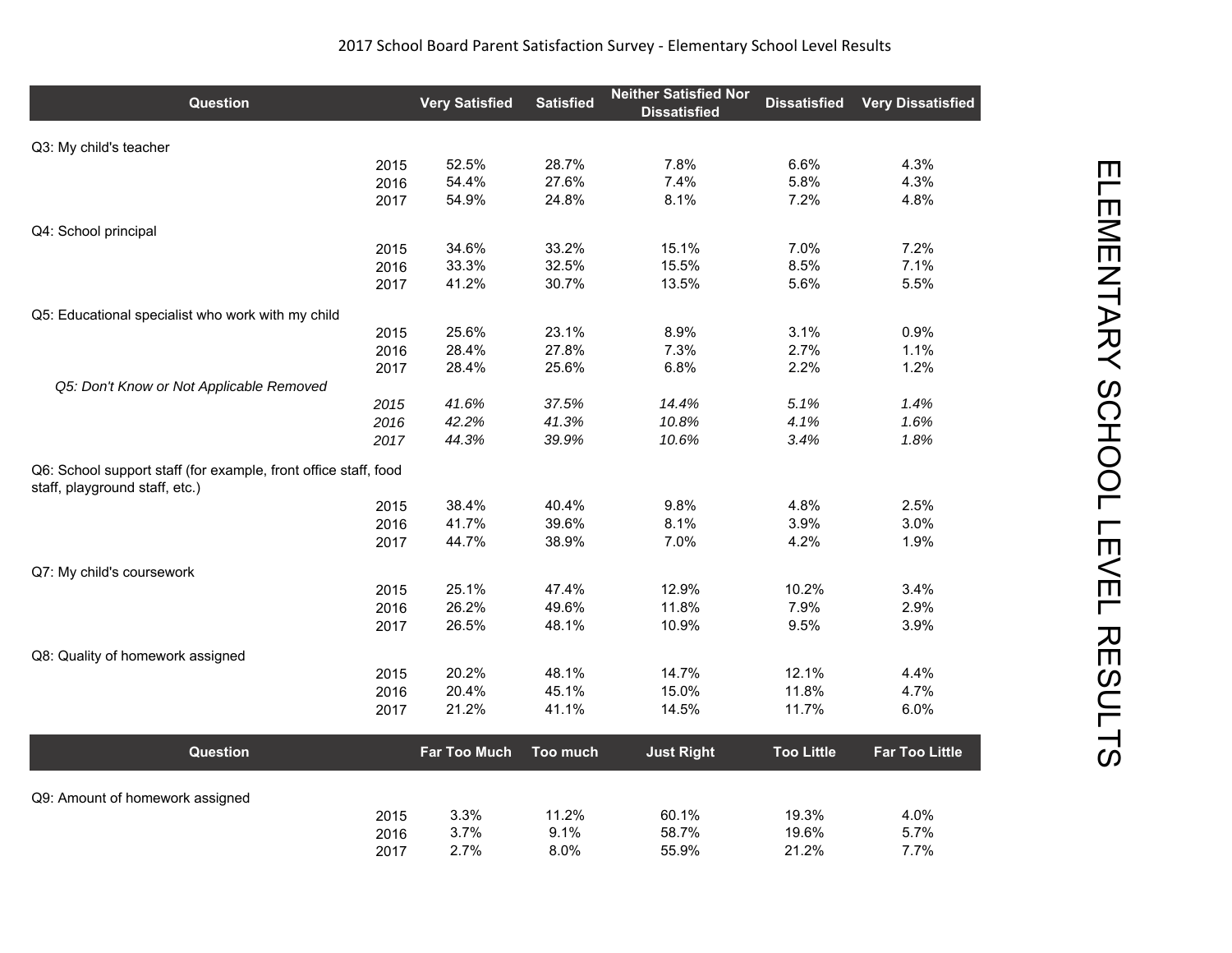# 2017 School Board Parent Satisfaction Survey - Elementary School Level Results

| Question | | Very Satisfied | Satisfied | Neither Satisfied Nor Dissatisfied | Dissatisfied | Very Dissatisfied |
|---|---|---|---|---|---|---|
| Q3: My child's teacher | | | | | | |
| | 2015 | 52.5% | 28.7% | 7.8% | 6.6% | 4.3% |
| | 2016 | 54.4% | 27.6% | 7.4% | 5.8% | 4.3% |
| | 2017 | 54.9% | 24.8% | 8.1% | 7.2% | 4.8% |
| Q4: School principal | | | | | | |
| | 2015 | 34.6% | 33.2% | 15.1% | 7.0% | 7.2% |
| | 2016 | 33.3% | 32.5% | 15.5% | 8.5% | 7.1% |
| | 2017 | 41.2% | 30.7% | 13.5% | 5.6% | 5.5% |
| Q5: Educational specialist who work with my child | | | | | | |
| | 2015 | 25.6% | 23.1% | 8.9% | 3.1% | 0.9% |
| | 2016 | 28.4% | 27.8% | 7.3% | 2.7% | 1.1% |
| | 2017 | 28.4% | 25.6% | 6.8% | 2.2% | 1.2% |
| *Q5: Don't Know or Not Applicable Removed* | | | | | | |
| | *2015* | *41.6%* | *37.5%* | *14.4%* | *5.1%* | *1.4%* |
| | *2016* | *42.2%* | *41.3%* | *10.8%* | *4.1%* | *1.6%* |
| | *2017* | *44.3%* | *39.9%* | *10.6%* | *3.4%* | *1.8%* |
| Q6: School support staff (for example, front office staff, food staff, playground staff, etc.) | | | | | | |
| | 2015 | 38.4% | 40.4% | 9.8% | 4.8% | 2.5% |
| | 2016 | 41.7% | 39.6% | 8.1% | 3.9% | 3.0% |
| | 2017 | 44.7% | 38.9% | 7.0% | 4.2% | 1.9% |
| Q7: My child's coursework | | | | | | |
| | 2015 | 25.1% | 47.4% | 12.9% | 10.2% | 3.4% |
| | 2016 | 26.2% | 49.6% | 11.8% | 7.9% | 2.9% |
| | 2017 | 26.5% | 48.1% | 10.9% | 9.5% | 3.9% |
| Q8: Quality of homework assigned | | | | | | |
| | 2015 | 20.2% | 48.1% | 14.7% | 12.1% | 4.4% |
| | 2016 | 20.4% | 45.1% | 15.0% | 11.8% | 4.7% |
| | 2017 | 21.2% | 41.1% | 14.5% | 11.7% | 6.0% |

| Question | | Far Too Much | Too much | Just Right | Too Little | Far Too Little |
|---|---|---|---|---|---|---|
| Q9: Amount of homework assigned | | | | | | |
| | 2015 | 3.3% | 11.2% | 60.1% | 19.3% | 4.0% |
| | 2016 | 3.7% | 9.1% | 58.7% | 19.6% | 5.7% |
| | 2017 | 2.7% | 8.0% | 55.9% | 21.2% | 7.7% |

ELEMENTARY SCHOOL LEVEL RESULTS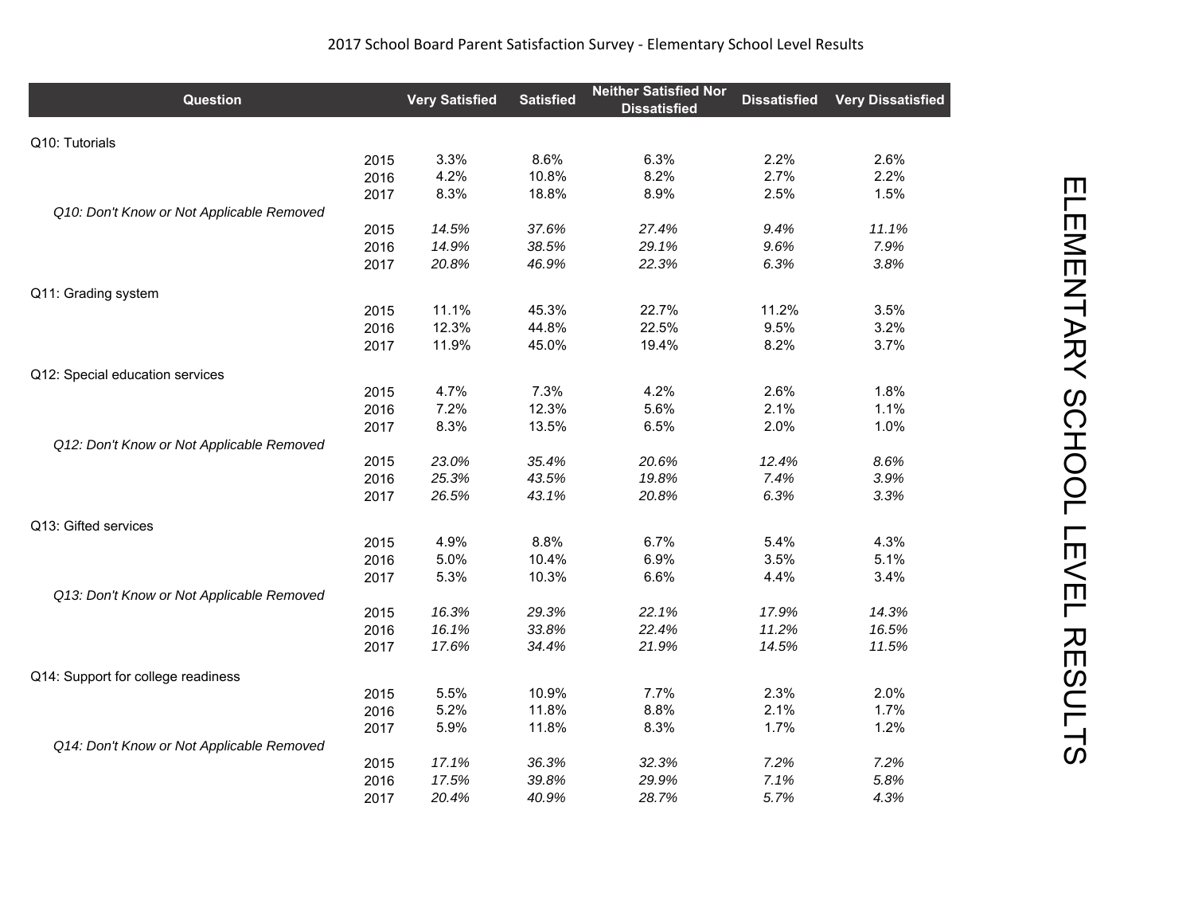2017 School Board Parent Satisfaction Survey - Elementary School Level Results

| Question | | Very Satisfied | Satisfied | Neither Satisfied Nor Dissatisfied | Dissatisfied | Very Dissatisfied |
|---|---|---|---|---|---|---|
| Q10: Tutorials | | | | | | |
| | 2015 | 3.3% | 8.6% | 6.3% | 2.2% | 2.6% |
| | 2016 | 4.2% | 10.8% | 8.2% | 2.7% | 2.2% |
| | 2017 | 8.3% | 18.8% | 8.9% | 2.5% | 1.5% |
| *Q10: Don't Know or Not Applicable Removed* | | | | | | |
| | 2015 | *14.5%* | *37.6%* | *27.4%* | *9.4%* | *11.1%* |
| | 2016 | *14.9%* | *38.5%* | *29.1%* | *9.6%* | *7.9%* |
| | 2017 | *20.8%* | *46.9%* | *22.3%* | *6.3%* | *3.8%* |
| Q11: Grading system | | | | | | |
| | 2015 | 11.1% | 45.3% | 22.7% | 11.2% | 3.5% |
| | 2016 | 12.3% | 44.8% | 22.5% | 9.5% | 3.2% |
| | 2017 | 11.9% | 45.0% | 19.4% | 8.2% | 3.7% |
| Q12: Special education services | | | | | | |
| | 2015 | 4.7% | 7.3% | 4.2% | 2.6% | 1.8% |
| | 2016 | 7.2% | 12.3% | 5.6% | 2.1% | 1.1% |
| | 2017 | 8.3% | 13.5% | 6.5% | 2.0% | 1.0% |
| *Q12: Don't Know or Not Applicable Removed* | | | | | | |
| | 2015 | *23.0%* | *35.4%* | *20.6%* | *12.4%* | *8.6%* |
| | 2016 | *25.3%* | *43.5%* | *19.8%* | *7.4%* | *3.9%* |
| | 2017 | *26.5%* | *43.1%* | *20.8%* | *6.3%* | *3.3%* |
| Q13: Gifted services | | | | | | |
| | 2015 | 4.9% | 8.8% | 6.7% | 5.4% | 4.3% |
| | 2016 | 5.0% | 10.4% | 6.9% | 3.5% | 5.1% |
| | 2017 | 5.3% | 10.3% | 6.6% | 4.4% | 3.4% |
| *Q13: Don't Know or Not Applicable Removed* | | | | | | |
| | 2015 | *16.3%* | *29.3%* | *22.1%* | *17.9%* | *14.3%* |
| | 2016 | *16.1%* | *33.8%* | *22.4%* | *11.2%* | *16.5%* |
| | 2017 | *17.6%* | *34.4%* | *21.9%* | *14.5%* | *11.5%* |
| Q14: Support for college readiness | | | | | | |
| | 2015 | 5.5% | 10.9% | 7.7% | 2.3% | 2.0% |
| | 2016 | 5.2% | 11.8% | 8.8% | 2.1% | 1.7% |
| | 2017 | 5.9% | 11.8% | 8.3% | 1.7% | 1.2% |
| *Q14: Don't Know or Not Applicable Removed* | | | | | | |
| | 2015 | *17.1%* | *36.3%* | *32.3%* | *7.2%* | *7.2%* |
| | 2016 | *17.5%* | *39.8%* | *29.9%* | *7.1%* | *5.8%* |
| | 2017 | *20.4%* | *40.9%* | *28.7%* | *5.7%* | *4.3%* |

ELEMENTARY SCHOOL LEVEL RESULTS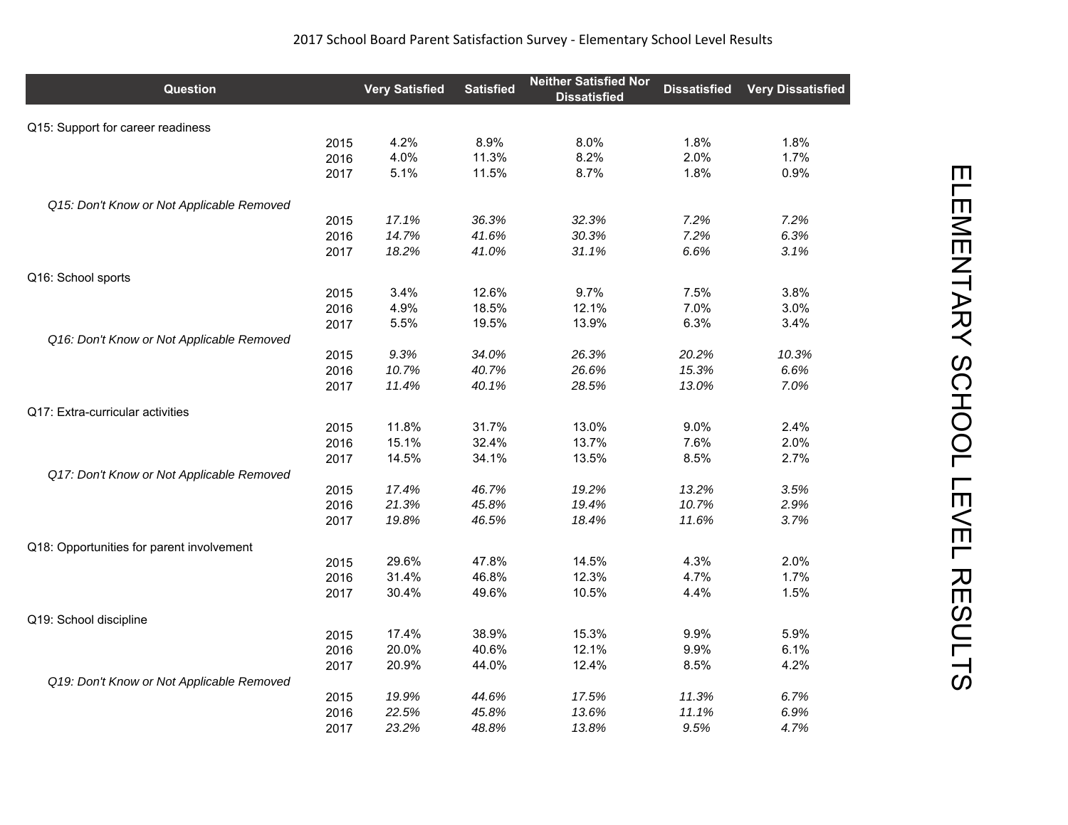2017 School Board Parent Satisfaction Survey - Elementary School Level Results

| Question | | Very Satisfied | Satisfied | Neither Satisfied Nor Dissatisfied | Dissatisfied | Very Dissatisfied |
|---|---|---|---|---|---|---|
| Q15: Support for career readiness | | | | | | |
| | 2015 | 4.2% | 8.9% | 8.0% | 1.8% | 1.8% |
| | 2016 | 4.0% | 11.3% | 8.2% | 2.0% | 1.7% |
| | 2017 | 5.1% | 11.5% | 8.7% | 1.8% | 0.9% |
| *Q15: Don't Know or Not Applicable Removed* | | | | | | |
| | 2015 | *17.1%* | *36.3%* | *32.3%* | *7.2%* | *7.2%* |
| | 2016 | *14.7%* | *41.6%* | *30.3%* | *7.2%* | *6.3%* |
| | 2017 | *18.2%* | *41.0%* | *31.1%* | *6.6%* | *3.1%* |
| Q16: School sports | | | | | | |
| | 2015 | 3.4% | 12.6% | 9.7% | 7.5% | 3.8% |
| | 2016 | 4.9% | 18.5% | 12.1% | 7.0% | 3.0% |
| | 2017 | 5.5% | 19.5% | 13.9% | 6.3% | 3.4% |
| *Q16: Don't Know or Not Applicable Removed* | | | | | | |
| | 2015 | *9.3%* | *34.0%* | *26.3%* | *20.2%* | *10.3%* |
| | 2016 | *10.7%* | *40.7%* | *26.6%* | *15.3%* | *6.6%* |
| | 2017 | *11.4%* | *40.1%* | *28.5%* | *13.0%* | *7.0%* |
| Q17: Extra-curricular activities | | | | | | |
| | 2015 | 11.8% | 31.7% | 13.0% | 9.0% | 2.4% |
| | 2016 | 15.1% | 32.4% | 13.7% | 7.6% | 2.0% |
| | 2017 | 14.5% | 34.1% | 13.5% | 8.5% | 2.7% |
| *Q17: Don't Know or Not Applicable Removed* | | | | | | |
| | 2015 | *17.4%* | *46.7%* | *19.2%* | *13.2%* | *3.5%* |
| | 2016 | *21.3%* | *45.8%* | *19.4%* | *10.7%* | *2.9%* |
| | 2017 | *19.8%* | *46.5%* | *18.4%* | *11.6%* | *3.7%* |
| Q18: Opportunities for parent involvement | | | | | | |
| | 2015 | 29.6% | 47.8% | 14.5% | 4.3% | 2.0% |
| | 2016 | 31.4% | 46.8% | 12.3% | 4.7% | 1.7% |
| | 2017 | 30.4% | 49.6% | 10.5% | 4.4% | 1.5% |
| Q19: School discipline | | | | | | |
| | 2015 | 17.4% | 38.9% | 15.3% | 9.9% | 5.9% |
| | 2016 | 20.0% | 40.6% | 12.1% | 9.9% | 6.1% |
| | 2017 | 20.9% | 44.0% | 12.4% | 8.5% | 4.2% |
| *Q19: Don't Know or Not Applicable Removed* | | | | | | |
| | 2015 | *19.9%* | *44.6%* | *17.5%* | *11.3%* | *6.7%* |
| | 2016 | *22.5%* | *45.8%* | *13.6%* | *11.1%* | *6.9%* |
| | 2017 | *23.2%* | *48.8%* | *13.8%* | *9.5%* | *4.7%* |

ELEMENTARY SCHOOL LEVEL RESULTS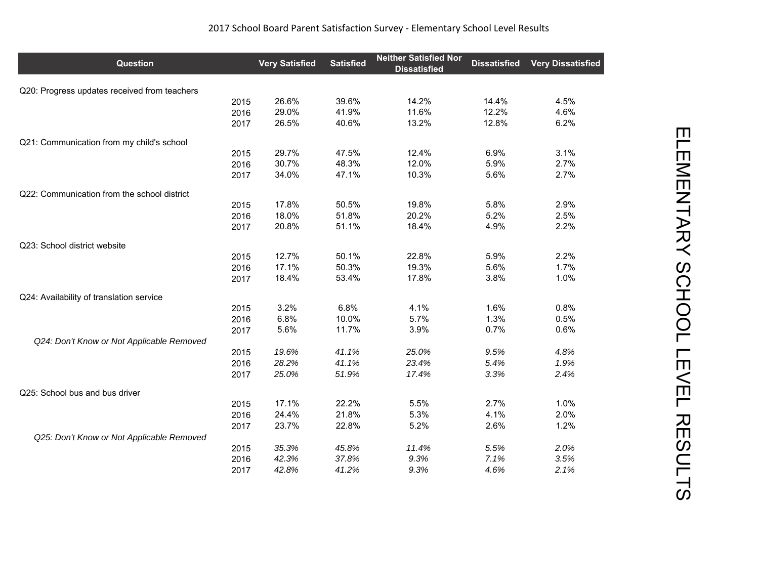2017 School Board Parent Satisfaction Survey - Elementary School Level Results

| Question | | Very Satisfied | Satisfied | Neither Satisfied Nor Dissatisfied | Dissatisfied | Very Dissatisfied |
|---|---|---|---|---|---|---|
| Q20: Progress updates received from teachers | | | | | | |
| | 2015 | 26.6% | 39.6% | 14.2% | 14.4% | 4.5% |
| | 2016 | 29.0% | 41.9% | 11.6% | 12.2% | 4.6% |
| | 2017 | 26.5% | 40.6% | 13.2% | 12.8% | 6.2% |
| Q21: Communication from my child's school | | | | | | |
| | 2015 | 29.7% | 47.5% | 12.4% | 6.9% | 3.1% |
| | 2016 | 30.7% | 48.3% | 12.0% | 5.9% | 2.7% |
| | 2017 | 34.0% | 47.1% | 10.3% | 5.6% | 2.7% |
| Q22: Communication from the school district | | | | | | |
| | 2015 | 17.8% | 50.5% | 19.8% | 5.8% | 2.9% |
| | 2016 | 18.0% | 51.8% | 20.2% | 5.2% | 2.5% |
| | 2017 | 20.8% | 51.1% | 18.4% | 4.9% | 2.2% |
| Q23: School district website | | | | | | |
| | 2015 | 12.7% | 50.1% | 22.8% | 5.9% | 2.2% |
| | 2016 | 17.1% | 50.3% | 19.3% | 5.6% | 1.7% |
| | 2017 | 18.4% | 53.4% | 17.8% | 3.8% | 1.0% |
| Q24: Availability of translation service | | | | | | |
| | 2015 | 3.2% | 6.8% | 4.1% | 1.6% | 0.8% |
| | 2016 | 6.8% | 10.0% | 5.7% | 1.3% | 0.5% |
| | 2017 | 5.6% | 11.7% | 3.9% | 0.7% | 0.6% |
| *Q24: Don't Know or Not Applicable Removed* | | | | | | |
| | 2015 | *19.6%* | *41.1%* | *25.0%* | *9.5%* | *4.8%* |
| | 2016 | *28.2%* | *41.1%* | *23.4%* | *5.4%* | *1.9%* |
| | 2017 | *25.0%* | *51.9%* | *17.4%* | *3.3%* | *2.4%* |
| Q25: School bus and bus driver | | | | | | |
| | 2015 | 17.1% | 22.2% | 5.5% | 2.7% | 1.0% |
| | 2016 | 24.4% | 21.8% | 5.3% | 4.1% | 2.0% |
| | 2017 | 23.7% | 22.8% | 5.2% | 2.6% | 1.2% |
| *Q25: Don't Know or Not Applicable Removed* | | | | | | |
| | 2015 | *35.3%* | *45.8%* | *11.4%* | *5.5%* | *2.0%* |
| | 2016 | *42.3%* | *37.8%* | *9.3%* | *7.1%* | *3.5%* |
| | 2017 | *42.8%* | *41.2%* | *9.3%* | *4.6%* | *2.1%* |

ELEMENTARY SCHOOL LEVEL RESULTS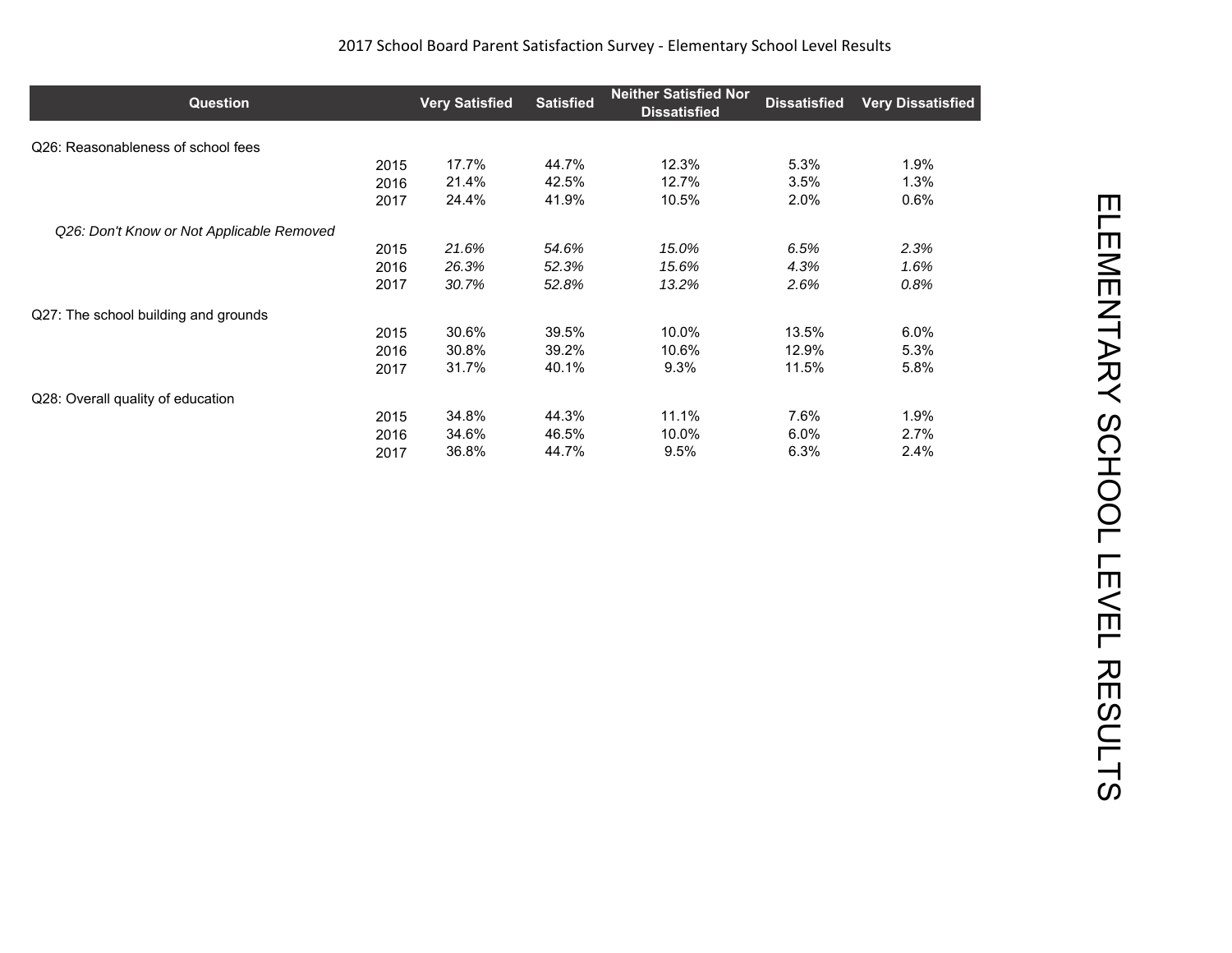2017 School Board Parent Satisfaction Survey - Elementary School Level Results

| Question | | Very Satisfied | Satisfied | Neither Satisfied Nor Dissatisfied | Dissatisfied | Very Dissatisfied |
|---|---|---|---|---|---|---|
| Q26: Reasonableness of school fees | | | | | | |
| | 2015 | 17.7% | 44.7% | 12.3% | 5.3% | 1.9% |
| | 2016 | 21.4% | 42.5% | 12.7% | 3.5% | 1.3% |
| | 2017 | 24.4% | 41.9% | 10.5% | 2.0% | 0.6% |
| *Q26: Don't Know or Not Applicable Removed* | | | | | | |
| | 2015 | *21.6%* | *54.6%* | *15.0%* | *6.5%* | *2.3%* |
| | 2016 | *26.3%* | *52.3%* | *15.6%* | *4.3%* | *1.6%* |
| | 2017 | *30.7%* | *52.8%* | *13.2%* | *2.6%* | *0.8%* |
| Q27: The school building and grounds | | | | | | |
| | 2015 | 30.6% | 39.5% | 10.0% | 13.5% | 6.0% |
| | 2016 | 30.8% | 39.2% | 10.6% | 12.9% | 5.3% |
| | 2017 | 31.7% | 40.1% | 9.3% | 11.5% | 5.8% |
| Q28: Overall quality of education | | | | | | |
| | 2015 | 34.8% | 44.3% | 11.1% | 7.6% | 1.9% |
| | 2016 | 34.6% | 46.5% | 10.0% | 6.0% | 2.7% |
| | 2017 | 36.8% | 44.7% | 9.5% | 6.3% | 2.4% |

ELEMENTARY SCHOOL LEVEL RESULTS